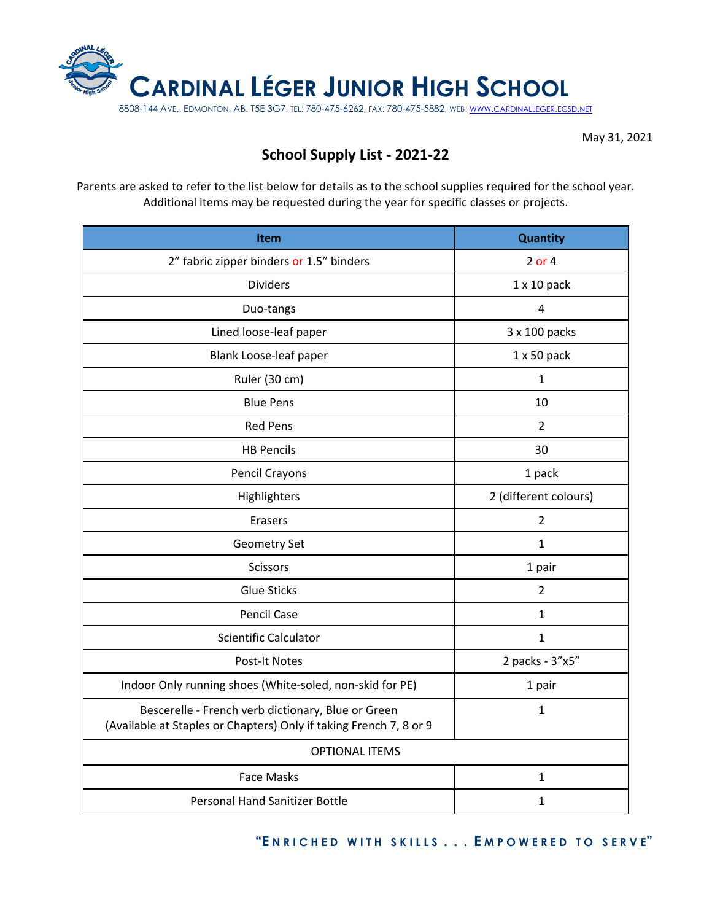# CARDINAL LÉGER JUNIOR HIGH SCHOOL

8808-144 AVE., EDMONTON, AB. T5E 3G7, TEL: 780-475-6262, FAX: 780-475-5882, WEB: WWW.CARDINALLEGER.ECSD.NET

May 31, 2021

## School Supply List - 2021-22

Parents are asked to refer to the list below for details as to the school supplies required for the school year. Additional items may be requested during the year for specific classes or projects.

| Item | Quantity |
| --- | --- |
| 2" fabric zipper binders or 1.5" binders | 2 or 4 |
| Dividers | 1 x 10 pack |
| Duo-tangs | 4 |
| Lined loose-leaf paper | 3 x 100 packs |
| Blank Loose-leaf paper | 1 x 50 pack |
| Ruler (30 cm) | 1 |
| Blue Pens | 10 |
| Red Pens | 2 |
| HB Pencils | 30 |
| Pencil Crayons | 1 pack |
| Highlighters | 2 (different colours) |
| Erasers | 2 |
| Geometry Set | 1 |
| Scissors | 1 pair |
| Glue Sticks | 2 |
| Pencil Case | 1 |
| Scientific Calculator | 1 |
| Post-It Notes | 2 packs - 3"x5" |
| Indoor Only running shoes (White-soled, non-skid for PE) | 1 pair |
| Bescerelle - French verb dictionary, Blue or Green (Available at Staples or Chapters) Only if taking French 7, 8 or 9 | 1 |
| OPTIONAL ITEMS | |
| Face Masks | 1 |
| Personal Hand Sanitizer Bottle | 1 |

"ENRICHED WITH SKILLS . . . EMPOWERED TO SERVE"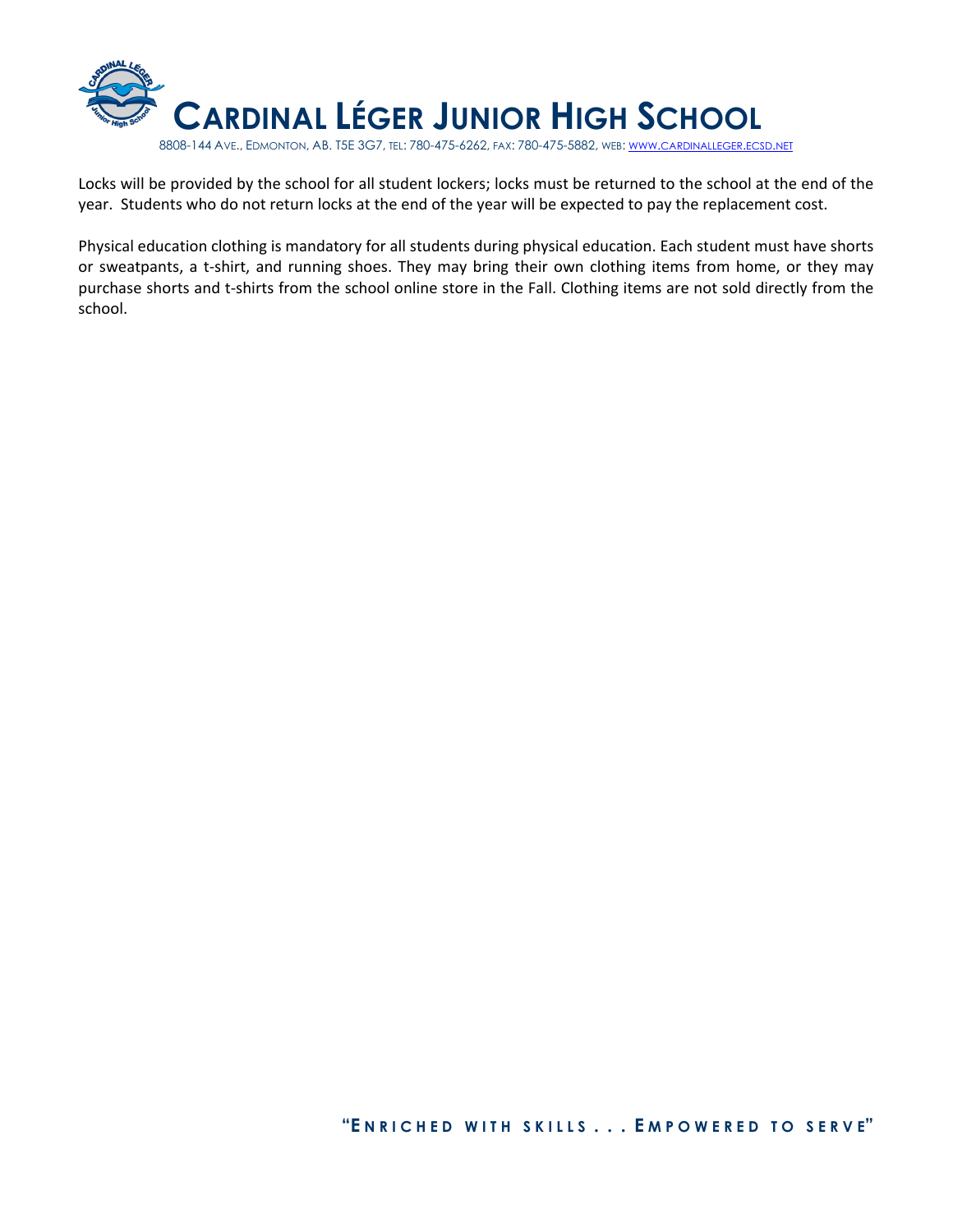Locks will be provided by the school for all student lockers; locks must be returned to the school at the end of the year. Students who do not return locks at the end of the year will be expected to pay the replacement cost.

Physical education clothing is mandatory for all students during physical education. Each student must have shorts or sweatpants, a t-shirt, and running shoes. They may bring their own clothing items from home, or they may purchase shorts and t-shirts from the school online store in the Fall. Clothing items are not sold directly from the school.